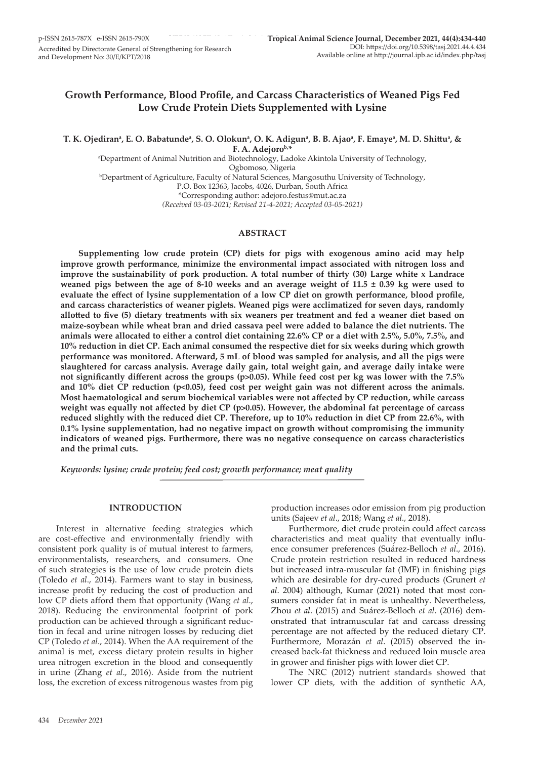# Growth Performance, Blood Profile, and Carcass Characteristics of Weaned Pigs Fed Low Crude Protein Diets Supplemented with Lysine

**T. K. Ojediran[a], E. O. Babatunde[a], S. O. Olokun[a], O. K. Adigun[a], B. B. Ajao[a], F. Emaye[a], M. D. Shittu[a], & F. A. Adejoro[b,*]**

[a]Department of Animal Nutrition and Biotechnology, Ladoke Akintola University of Technology, Ogbomoso, Nigeria

[b]Department of Agriculture, Faculty of Natural Sciences, Mangosuthu University of Technology, P.O. Box 12363, Jacobs, 4026, Durban, South Africa

*Corresponding author: adejoro.festus@mut.ac.za

*(Received 03-03-2021; Revised 21-4-2021; Accepted 03-05-2021)*

## ABSTRACT

**Supplementing low crude protein (CP) diets for pigs with exogenous amino acid may help improve growth performance, minimize the environmental impact associated with nitrogen loss and improve the sustainability of pork production. A total number of thirty (30) Large white x Landrace weaned pigs between the age of 8-10 weeks and an average weight of 11.5 ± 0.39 kg were used to evaluate the effect of lysine supplementation of a low CP diet on growth performance, blood profile, and carcass characteristics of weaner piglets. Weaned pigs were acclimatized for seven days, randomly allotted to five (5) dietary treatments with six weaners per treatment and fed a weaner diet based on maize-soybean while wheat bran and dried cassava peel were added to balance the diet nutrients. The animals were allocated to either a control diet containing 22.6% CP or a diet with 2.5%, 5.0%, 7.5%, and 10% reduction in diet CP. Each animal consumed the respective diet for six weeks during which growth performance was monitored. Afterward, 5 mL of blood was sampled for analysis, and all the pigs were slaughtered for carcass analysis. Average daily gain, total weight gain, and average daily intake were not significantly different across the groups ($p>0.05$). While feed cost per kg was lower with the 7.5% and 10% diet CP reduction ($p<0.05$), feed cost per weight gain was not different across the animals. Most haematological and serum biochemical variables were not affected by CP reduction, while carcass weight was equally not affected by diet CP ($p>0.05$). However, the abdominal fat percentage of carcass reduced slightly with the reduced diet CP. Therefore, up to 10% reduction in diet CP from 22.6%, with 0.1% lysine supplementation, had no negative impact on growth without compromising the immunity indicators of weaned pigs. Furthermore, there was no negative consequence on carcass characteristics and the primal cuts.**

*Keywords: lysine; crude protein; feed cost; growth performance; meat quality*

## INTRODUCTION

Interest in alternative feeding strategies which are cost-effective and environmentally friendly with consistent pork quality is of mutual interest to farmers, environmentalists, researchers, and consumers. One of such strategies is the use of low crude protein diets (Toledo *et al*., 2014). Farmers want to stay in business, increase profit by reducing the cost of production and low CP diets afford them that opportunity (Wang *et al*., 2018). Reducing the environmental footprint of pork production can be achieved through a significant reduction in fecal and urine nitrogen losses by reducing diet CP (Toledo *et al*., 2014). When the AA requirement of the animal is met, excess dietary protein results in higher urea nitrogen excretion in the blood and consequently in urine (Zhang *et al*., 2016). Aside from the nutrient loss, the excretion of excess nitrogenous wastes from pig production increases odor emission from pig production units (Sajeev *et al*., 2018; Wang *et al*., 2018).

Furthermore, diet crude protein could affect carcass characteristics and meat quality that eventually influence consumer preferences (Suárez-Belloch *et al*., 2016). Crude protein restriction resulted in reduced hardness but increased intra-muscular fat (IMF) in finishing pigs which are desirable for dry-cured products (Grunert *et al*. 2004) although, Kumar (2021) noted that most consumers consider fat in meat is unhealthy. Nevertheless, Zhou *et al*. (2015) and Suárez-Belloch *et al*. (2016) demonstrated that intramuscular fat and carcass dressing percentage are not affected by the reduced dietary CP. Furthermore, Morazán *et al*. (2015) observed the increased back-fat thickness and reduced loin muscle area in grower and finisher pigs with lower diet CP.

The NRC (2012) nutrient standards showed that lower CP diets, with the addition of synthetic AA,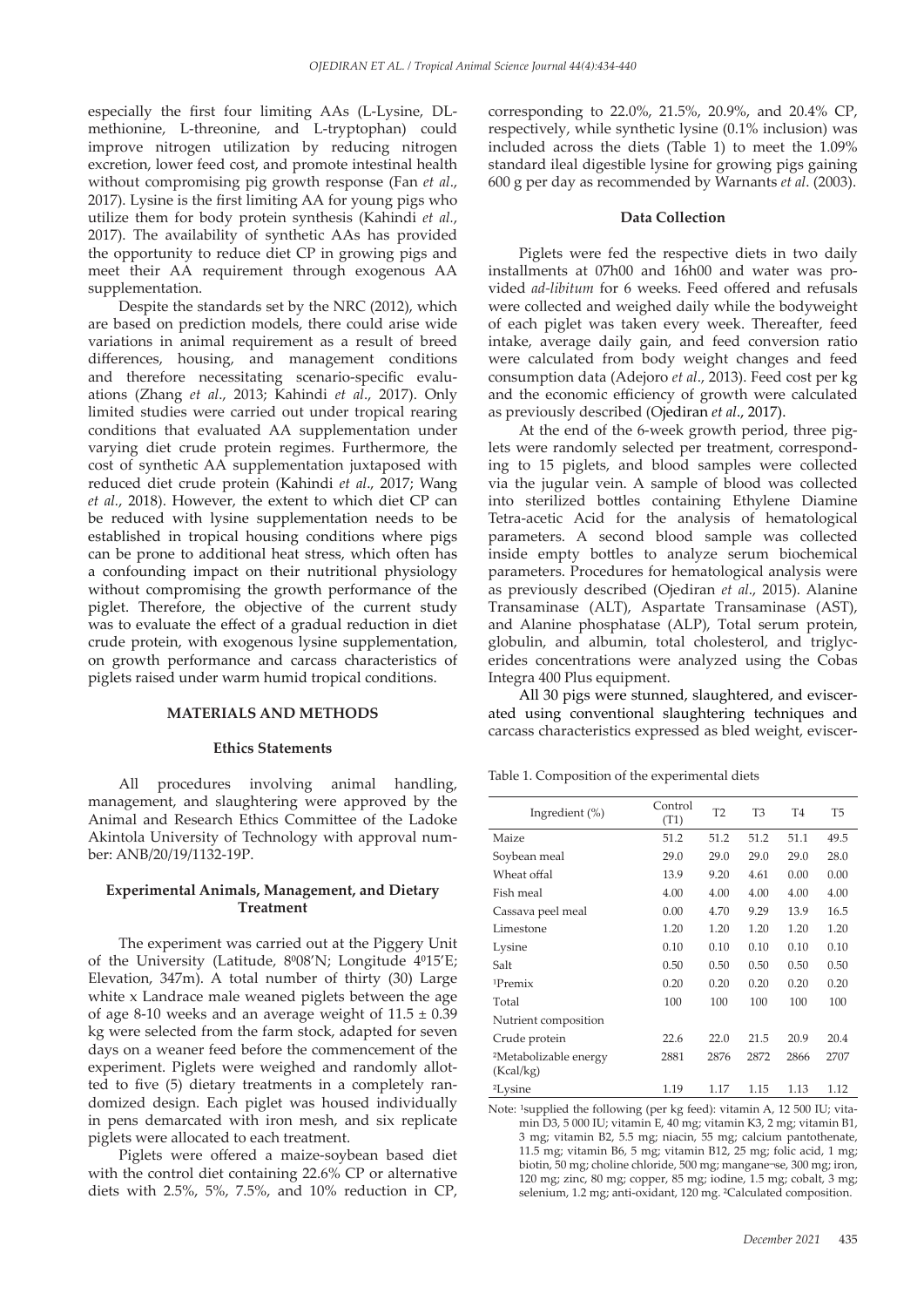especially the first four limiting AAs (L-Lysine, DL-methionine, L-threonine, and L-tryptophan) could improve nitrogen utilization by reducing nitrogen excretion, lower feed cost, and promote intestinal health without compromising pig growth response (Fan *et al*., 2017). Lysine is the first limiting AA for young pigs who utilize them for body protein synthesis (Kahindi *et al*., 2017). The availability of synthetic AAs has provided the opportunity to reduce diet CP in growing pigs and meet their AA requirement through exogenous AA supplementation.

Despite the standards set by the NRC (2012), which are based on prediction models, there could arise wide variations in animal requirement as a result of breed differences, housing, and management conditions and therefore necessitating scenario-specific evaluations (Zhang *et al*., 2013; Kahindi *et al*., 2017). Only limited studies were carried out under tropical rearing conditions that evaluated AA supplementation under varying diet crude protein regimes. Furthermore, the cost of synthetic AA supplementation juxtaposed with reduced diet crude protein (Kahindi *et al*., 2017; Wang *et al.,* 2018). However, the extent to which diet CP can be reduced with lysine supplementation needs to be established in tropical housing conditions where pigs can be prone to additional heat stress, which often has a confounding impact on their nutritional physiology without compromising the growth performance of the piglet. Therefore, the objective of the current study was to evaluate the effect of a gradual reduction in diet crude protein, with exogenous lysine supplementation, on growth performance and carcass characteristics of piglets raised under warm humid tropical conditions.

## MATERIALS AND METHODS

### Ethics Statements

All procedures involving animal handling, management, and slaughtering were approved by the Animal and Research Ethics Committee of the Ladoke Akintola University of Technology with approval number: ANB/20/19/1132-19P.

### Experimental Animals, Management, and Dietary Treatment

The experiment was carried out at the Piggery Unit of the University (Latitude, 8$^0$08'N; Longitude 4$^0$15'E; Elevation, 347m). A total number of thirty (30) Large white x Landrace male weaned piglets between the age of age 8-10 weeks and an average weight of 11.5 ± 0.39 kg were selected from the farm stock, adapted for seven days on a weaner feed before the commencement of the experiment. Piglets were weighed and randomly allotted to five (5) dietary treatments in a completely randomized design. Each piglet was housed individually in pens demarcated with iron mesh, and six replicate piglets were allocated to each treatment.

Piglets were offered a maize-soybean based diet with the control diet containing 22.6% CP or alternative diets with 2.5%, 5%, 7.5%, and 10% reduction in CP, corresponding to 22.0%, 21.5%, 20.9%, and 20.4% CP, respectively, while synthetic lysine (0.1% inclusion) was included across the diets (Table 1) to meet the 1.09% standard ileal digestible lysine for growing pigs gaining 600 g per day as recommended by Warnants *et al*. (2003).

### Data Collection

Piglets were fed the respective diets in two daily installments at 07h00 and 16h00 and water was provided *ad-libitum* for 6 weeks. Feed offered and refusals were collected and weighed daily while the bodyweight of each piglet was taken every week. Thereafter, feed intake, average daily gain, and feed conversion ratio were calculated from body weight changes and feed consumption data (Adejoro *et al*., 2013). Feed cost per kg and the economic efficiency of growth were calculated as previously described (Ojediran *et al*., 2017).

At the end of the 6-week growth period, three piglets were randomly selected per treatment, corresponding to 15 piglets, and blood samples were collected via the jugular vein. A sample of blood was collected into sterilized bottles containing Ethylene Diamine Tetra-acetic Acid for the analysis of hematological parameters. A second blood sample was collected inside empty bottles to analyze serum biochemical parameters. Procedures for hematological analysis were as previously described (Ojediran *et al*., 2015). Alanine Transaminase (ALT), Aspartate Transaminase (AST), and Alanine phosphatase (ALP), Total serum protein, globulin, and albumin, total cholesterol, and triglycerides concentrations were analyzed using the Cobas Integra 400 Plus equipment.

All 30 pigs were stunned, slaughtered, and eviscerated using conventional slaughtering techniques and carcass characteristics expressed as bled weight, eviscer-

Table 1. Composition of the experimental diets

| Ingredient (%) | Control (T1) | T2 | T3 | T4 | T5 |
|---|---|---|---|---|---|
| Maize | 51.2 | 51.2 | 51.2 | 51.1 | 49.5 |
| Soybean meal | 29.0 | 29.0 | 29.0 | 29.0 | 28.0 |
| Wheat offal | 13.9 | 9.20 | 4.61 | 0.00 | 0.00 |
| Fish meal | 4.00 | 4.00 | 4.00 | 4.00 | 4.00 |
| Cassava peel meal | 0.00 | 4.70 | 9.29 | 13.9 | 16.5 |
| Limestone | 1.20 | 1.20 | 1.20 | 1.20 | 1.20 |
| Lysine | 0.10 | 0.10 | 0.10 | 0.10 | 0.10 |
| Salt | 0.50 | 0.50 | 0.50 | 0.50 | 0.50 |
| [1]Premix | 0.20 | 0.20 | 0.20 | 0.20 | 0.20 |
| Total | 100 | 100 | 100 | 100 | 100 |
| Nutrient composition | | | | | |
| Crude protein | 22.6 | 22.0 | 21.5 | 20.9 | 20.4 |
| [2]Metabolizable energy (Kcal/kg) | 2881 | 2876 | 2872 | 2866 | 2707 |
| [2]Lysine | 1.19 | 1.17 | 1.15 | 1.13 | 1.12 |

Note: [1]supplied the following (per kg feed): vitamin A, 12 500 IU; vitamin D3, 5 000 IU; vitamin E, 40 mg; vitamin K3, 2 mg; vitamin B1, 3 mg; vitamin B2, 5.5 mg; niacin, 55 mg; calcium pantothenate, 11.5 mg; vitamin B6, 5 mg; vitamin B12, 25 mg; folic acid, 1 mg; biotin, 50 mg; choline chloride, 500 mg; mangane¬se, 300 mg; iron, 120 mg; zinc, 80 mg; copper, 85 mg; iodine, 1.5 mg; cobalt, 3 mg; selenium, 1.2 mg; anti-oxidant, 120 mg. [2]Calculated composition.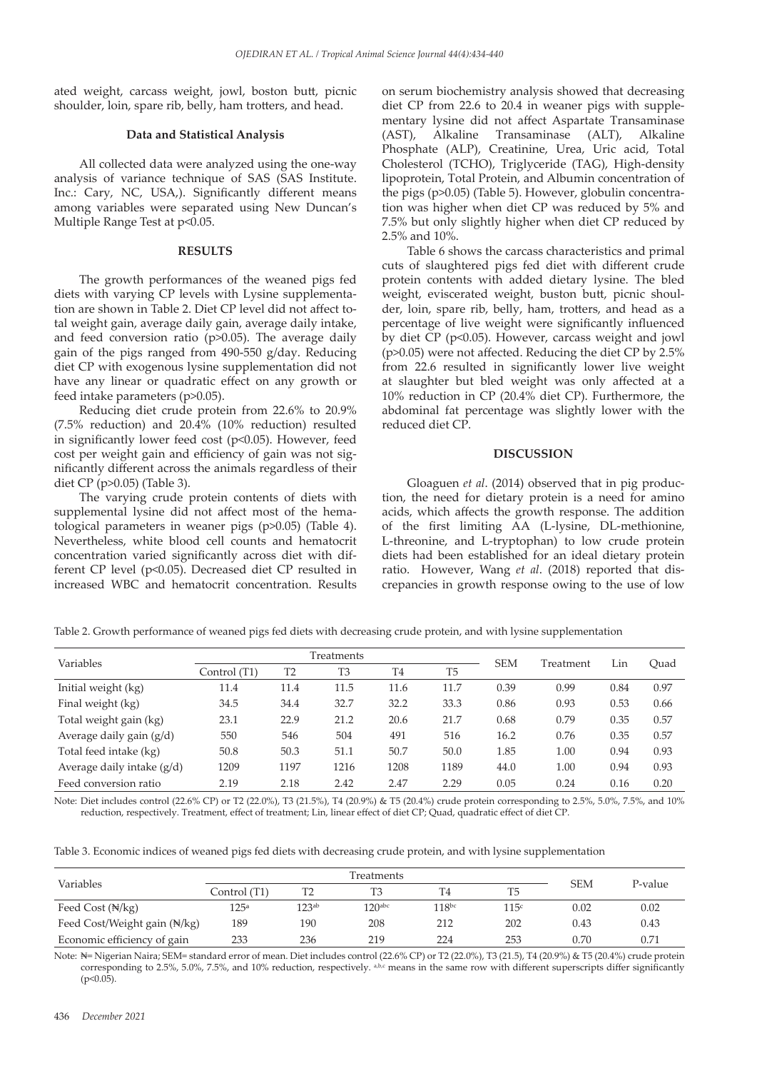ated weight, carcass weight, jowl, boston butt, picnic shoulder, loin, spare rib, belly, ham trotters, and head.

### Data and Statistical Analysis

All collected data were analyzed using the one-way analysis of variance technique of SAS (SAS Institute. Inc.: Cary, NC, USA,). Significantly different means among variables were separated using New Duncan's Multiple Range Test at p<0.05.

## RESULTS

The growth performances of the weaned pigs fed diets with varying CP levels with Lysine supplementation are shown in Table 2. Diet CP level did not affect total weight gain, average daily gain, average daily intake, and feed conversion ratio (p>0.05). The average daily gain of the pigs ranged from 490-550 g/day. Reducing diet CP with exogenous lysine supplementation did not have any linear or quadratic effect on any growth or feed intake parameters (p>0.05).

Reducing diet crude protein from 22.6% to 20.9% (7.5% reduction) and 20.4% (10% reduction) resulted in significantly lower feed cost (p<0.05). However, feed cost per weight gain and efficiency of gain was not significantly different across the animals regardless of their diet CP (p>0.05) (Table 3).

The varying crude protein contents of diets with supplemental lysine did not affect most of the hematological parameters in weaner pigs (p>0.05) (Table 4). Nevertheless, white blood cell counts and hematocrit concentration varied significantly across diet with different CP level (p<0.05). Decreased diet CP resulted in increased WBC and hematocrit concentration. Results on serum biochemistry analysis showed that decreasing diet CP from 22.6 to 20.4 in weaner pigs with supplementary lysine did not affect Aspartate Transaminase (AST), Alkaline Transaminase (ALT), Alkaline Phosphate (ALP), Creatinine, Urea, Uric acid, Total Cholesterol (TCHO), Triglyceride (TAG), High-density lipoprotein, Total Protein, and Albumin concentration of the pigs (p>0.05) (Table 5). However, globulin concentration was higher when diet CP was reduced by 5% and 7.5% but only slightly higher when diet CP reduced by 2.5% and 10%.

Table 6 shows the carcass characteristics and primal cuts of slaughtered pigs fed diet with different crude protein contents with added dietary lysine. The bled weight, eviscerated weight, buston butt, picnic shoulder, loin, spare rib, belly, ham, trotters, and head as a percentage of live weight were significantly influenced by diet CP (p<0.05). However, carcass weight and jowl (p>0.05) were not affected. Reducing the diet CP by 2.5% from 22.6 resulted in significantly lower live weight at slaughter but bled weight was only affected at a 10% reduction in CP (20.4% diet CP). Furthermore, the abdominal fat percentage was slightly lower with the reduced diet CP.

## DISCUSSION

Gloaguen *et al*. (2014) observed that in pig production, the need for dietary protein is a need for amino acids, which affects the growth response. The addition of the first limiting AA (L-lysine, DL-methionine, L-threonine, and L-tryptophan) to low crude protein diets had been established for an ideal dietary protein ratio. However, Wang *et al*. (2018) reported that discrepancies in growth response owing to the use of low

Table 2. Growth performance of weaned pigs fed diets with decreasing crude protein, and with lysine supplementation

| Variables | Treatments | | | | | SEM | Treatment | Lin | Quad |
|---|---|---|---|---|---|---|---|---|---|
| | Control (T1) | T2 | T3 | T4 | T5 | | | | |
| Initial weight (kg) | 11.4 | 11.4 | 11.5 | 11.6 | 11.7 | 0.39 | 0.99 | 0.84 | 0.97 |
| Final weight (kg) | 34.5 | 34.4 | 32.7 | 32.2 | 33.3 | 0.86 | 0.93 | 0.53 | 0.66 |
| Total weight gain (kg) | 23.1 | 22.9 | 21.2 | 20.6 | 21.7 | 0.68 | 0.79 | 0.35 | 0.57 |
| Average daily gain (g/d) | 550 | 546 | 504 | 491 | 516 | 16.2 | 0.76 | 0.35 | 0.57 |
| Total feed intake (kg) | 50.8 | 50.3 | 51.1 | 50.7 | 50.0 | 1.85 | 1.00 | 0.94 | 0.93 |
| Average daily intake (g/d) | 1209 | 1197 | 1216 | 1208 | 1189 | 44.0 | 1.00 | 0.94 | 0.93 |
| Feed conversion ratio | 2.19 | 2.18 | 2.42 | 2.47 | 2.29 | 0.05 | 0.24 | 0.16 | 0.20 |

Note: Diet includes control (22.6% CP) or T2 (22.0%), T3 (21.5%), T4 (20.9%) & T5 (20.4%) crude protein corresponding to 2.5%, 5.0%, 7.5%, and 10% reduction, respectively. Treatment, effect of treatment; Lin, linear effect of diet CP; Quad, quadratic effect of diet CP.

Table 3. Economic indices of weaned pigs fed diets with decreasing crude protein, and with lysine supplementation

| Variables | Treatments | | | | | SEM | P-value |
|---|---|---|---|---|---|---|---|
| | Control (T1) | T2 | T3 | T4 | T5 | | |
| Feed Cost (₦/kg) | 125[a] | 123[ab] | 120[abc] | 118[bc] | 115[c] | 0.02 | 0.02 |
| Feed Cost/Weight gain (₦/kg) | 189 | 190 | 208 | 212 | 202 | 0.43 | 0.43 |
| Economic efficiency of gain | 233 | 236 | 219 | 224 | 253 | 0.70 | 0.71 |

Note: ₦= Nigerian Naira; SEM= standard error of mean. Diet includes control (22.6% CP) or T2 (22.0%), T3 (21.5), T4 (20.9%) & T5 (20.4%) crude protein corresponding to 2.5%, 5.0%, 7.5%, and 10% reduction, respectively. [a,b,c] means in the same row with different superscripts differ significantly (p<0.05).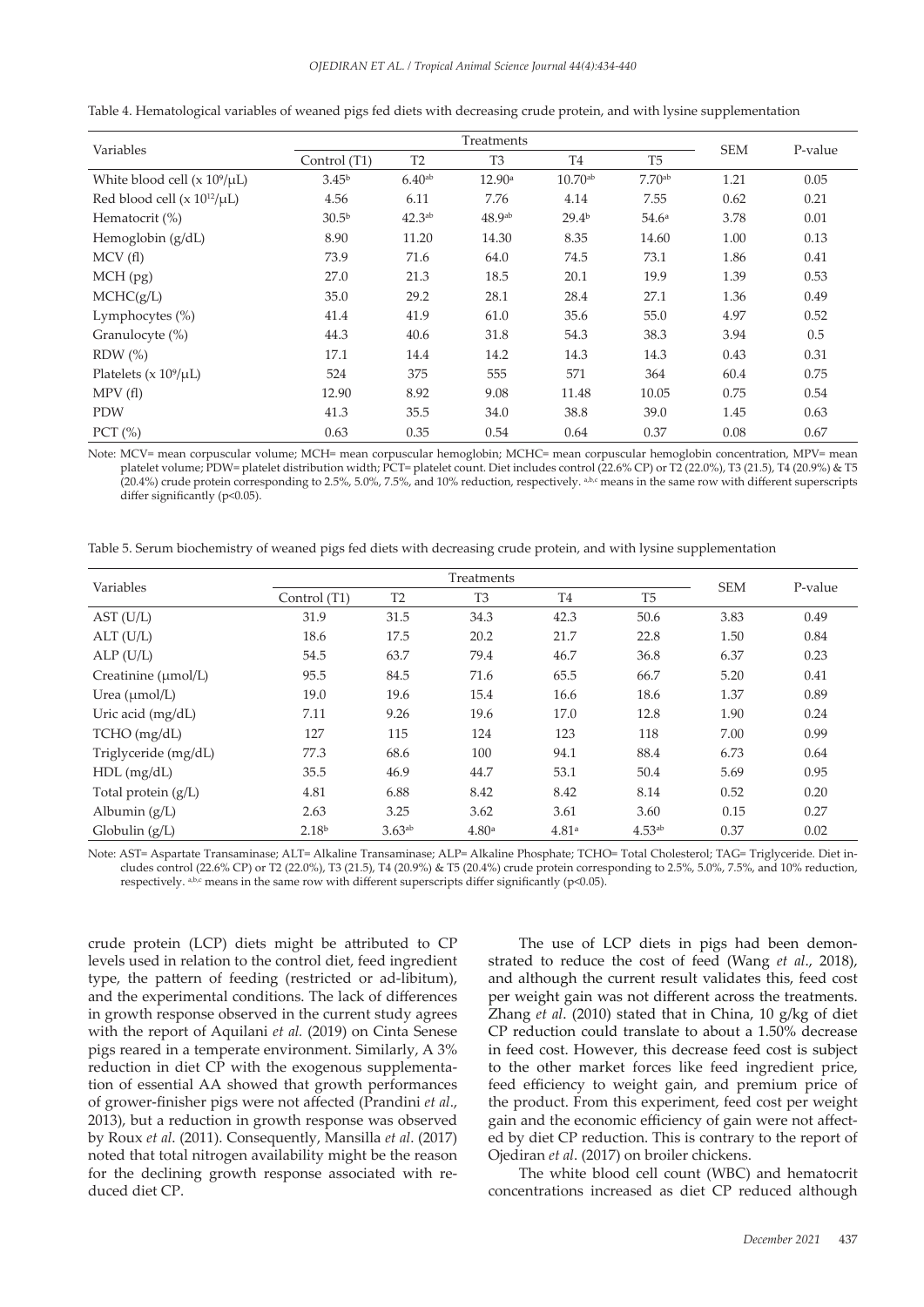Table 4. Hematological variables of weaned pigs fed diets with decreasing crude protein, and with lysine supplementation

| Variables | Treatments | | | | | SEM | P-value |
|---|---|---|---|---|---|---|---|
| | Control (T1) | T2 | T3 | T4 | T5 | | |
| White blood cell ($x\ 10^9/\mu L$) | 3.45[b] | 6.40[ab] | 12.90[a] | 10.70[ab] | 7.70[ab] | 1.21 | 0.05 |
| Red blood cell ($x\ 10^{12}/\mu L$) | 4.56 | 6.11 | 7.76 | 4.14 | 7.55 | 0.62 | 0.21 |
| Hematocrit (%) | 30.5[b] | 42.3[ab] | 48.9[ab] | 29.4[b] | 54.6[a] | 3.78 | 0.01 |
| Hemoglobin (g/dL) | 8.90 | 11.20 | 14.30 | 8.35 | 14.60 | 1.00 | 0.13 |
| MCV (fl) | 73.9 | 71.6 | 64.0 | 74.5 | 73.1 | 1.86 | 0.41 |
| MCH (pg) | 27.0 | 21.3 | 18.5 | 20.1 | 19.9 | 1.39 | 0.53 |
| MCHC(g/L) | 35.0 | 29.2 | 28.1 | 28.4 | 27.1 | 1.36 | 0.49 |
| Lymphocytes (%) | 41.4 | 41.9 | 61.0 | 35.6 | 55.0 | 4.97 | 0.52 |
| Granulocyte (%) | 44.3 | 40.6 | 31.8 | 54.3 | 38.3 | 3.94 | 0.5 |
| RDW (%) | 17.1 | 14.4 | 14.2 | 14.3 | 14.3 | 0.43 | 0.31 |
| Platelets ($x\ 10^9/\mu L$) | 524 | 375 | 555 | 571 | 364 | 60.4 | 0.75 |
| MPV (fl) | 12.90 | 8.92 | 9.08 | 11.48 | 10.05 | 0.75 | 0.54 |
| PDW | 41.3 | 35.5 | 34.0 | 38.8 | 39.0 | 1.45 | 0.63 |
| PCT (%) | 0.63 | 0.35 | 0.54 | 0.64 | 0.37 | 0.08 | 0.67 |

Note: MCV= mean corpuscular volume; MCH= mean corpuscular hemoglobin; MCHC= mean corpuscular hemoglobin concentration, MPV= mean platelet volume; PDW= platelet distribution width; PCT= platelet count. Diet includes control (22.6% CP) or T2 (22.0%), T3 (21.5), T4 (20.9%) & T5 (20.4%) crude protein corresponding to 2.5%, 5.0%, 7.5%, and 10% reduction, respectively. [a,b,c] means in the same row with different superscripts differ significantly (p<0.05).

Table 5. Serum biochemistry of weaned pigs fed diets with decreasing crude protein, and with lysine supplementation

| Variables | Treatments | | | | | SEM | P-value |
|---|---|---|---|---|---|---|---|
| | Control (T1) | T2 | T3 | T4 | T5 | | |
| AST (U/L) | 31.9 | 31.5 | 34.3 | 42.3 | 50.6 | 3.83 | 0.49 |
| ALT (U/L) | 18.6 | 17.5 | 20.2 | 21.7 | 22.8 | 1.50 | 0.84 |
| ALP (U/L) | 54.5 | 63.7 | 79.4 | 46.7 | 36.8 | 6.37 | 0.23 |
| Creatinine (μmol/L) | 95.5 | 84.5 | 71.6 | 65.5 | 66.7 | 5.20 | 0.41 |
| Urea (μmol/L) | 19.0 | 19.6 | 15.4 | 16.6 | 18.6 | 1.37 | 0.89 |
| Uric acid (mg/dL) | 7.11 | 9.26 | 19.6 | 17.0 | 12.8 | 1.90 | 0.24 |
| TCHO (mg/dL) | 127 | 115 | 124 | 123 | 118 | 7.00 | 0.99 |
| Triglyceride (mg/dL) | 77.3 | 68.6 | 100 | 94.1 | 88.4 | 6.73 | 0.64 |
| HDL (mg/dL) | 35.5 | 46.9 | 44.7 | 53.1 | 50.4 | 5.69 | 0.95 |
| Total protein (g/L) | 4.81 | 6.88 | 8.42 | 8.42 | 8.14 | 0.52 | 0.20 |
| Albumin (g/L) | 2.63 | 3.25 | 3.62 | 3.61 | 3.60 | 0.15 | 0.27 |
| Globulin (g/L) | 2.18[b] | 3.63[ab] | 4.80[a] | 4.81[a] | 4.53[ab] | 0.37 | 0.02 |

Note: AST= Aspartate Transaminase; ALT= Alkaline Transaminase; ALP= Alkaline Phosphate; TCHO= Total Cholesterol; TAG= Triglyceride. Diet includes control (22.6% CP) or T2 (22.0%), T3 (21.5), T4 (20.9%) & T5 (20.4%) crude protein corresponding to 2.5%, 5.0%, 7.5%, and 10% reduction, respectively. [a,b,c] means in the same row with different superscripts differ significantly (p<0.05).

crude protein (LCP) diets might be attributed to CP levels used in relation to the control diet, feed ingredient type, the pattern of feeding (restricted or ad-libitum), and the experimental conditions. The lack of differences in growth response observed in the current study agrees with the report of Aquilani *et al.* (2019) on Cinta Senese pigs reared in a temperate environment. Similarly, A 3% reduction in diet CP with the exogenous supplementation of essential AA showed that growth performances of grower-finisher pigs were not affected (Prandini *et al*., 2013), but a reduction in growth response was observed by Roux *et al*. (2011). Consequently, Mansilla *et al*. (2017) noted that total nitrogen availability might be the reason for the declining growth response associated with reduced diet CP.

The use of LCP diets in pigs had been demonstrated to reduce the cost of feed (Wang *et al*., 2018), and although the current result validates this, feed cost per weight gain was not different across the treatments. Zhang *et al*. (2010) stated that in China, 10 g/kg of diet CP reduction could translate to about a 1.50% decrease in feed cost. However, this decrease feed cost is subject to the other market forces like feed ingredient price, feed efficiency to weight gain, and premium price of the product. From this experiment, feed cost per weight gain and the economic efficiency of gain were not affected by diet CP reduction. This is contrary to the report of Ojediran *et al*. (2017) on broiler chickens.

The white blood cell count (WBC) and hematocrit concentrations increased as diet CP reduced although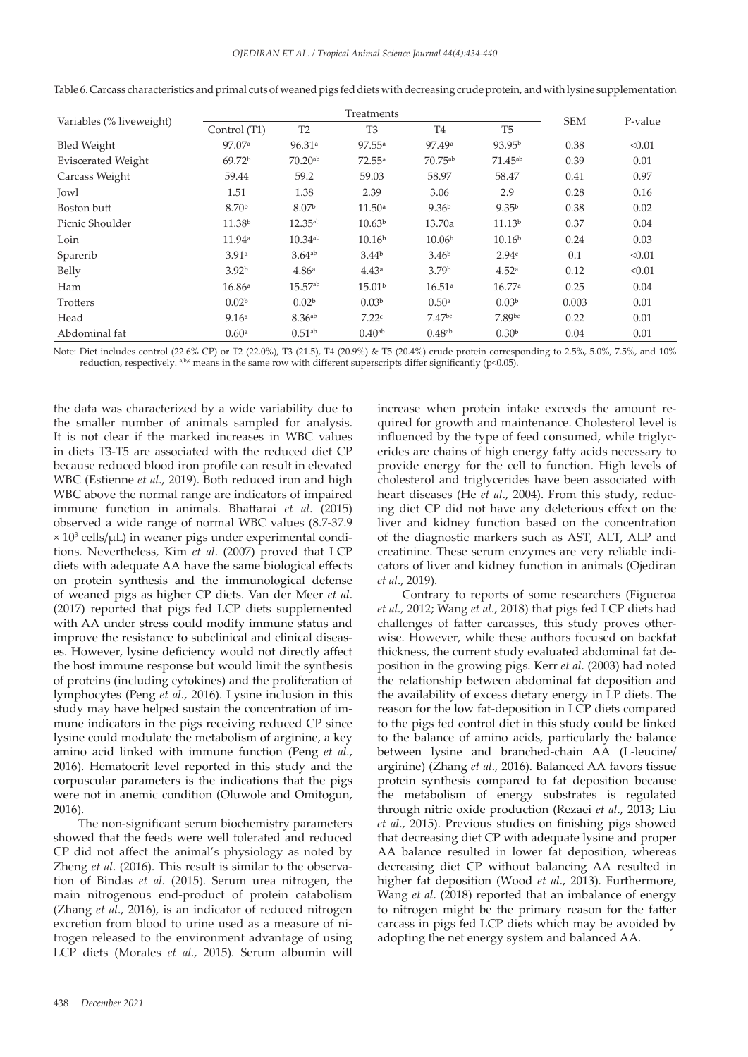Table 6. Carcass characteristics and primal cuts of weaned pigs fed diets with decreasing crude protein, and with lysine supplementation

| Variables (% liveweight) | Treatments | | | | | SEM | P-value |
|---|---|---|---|---|---|---|---|
| | Control (T1) | T2 | T3 | T4 | T5 | | |
| Bled Weight | 97.07[a] | 96.31[a] | 97.55[a] | 97.49[a] | 93.95[b] | 0.38 | <0.01 |
| Eviscerated Weight | 69.72[b] | 70.20[ab] | 72.55[a] | 70.75[ab] | 71.45[ab] | 0.39 | 0.01 |
| Carcass Weight | 59.44 | 59.2 | 59.03 | 58.97 | 58.47 | 0.41 | 0.97 |
| Jowl | 1.51 | 1.38 | 2.39 | 3.06 | 2.9 | 0.28 | 0.16 |
| Boston butt | 8.70[b] | 8.07[b] | 11.50[a] | 9.36[b] | 9.35[b] | 0.38 | 0.02 |
| Picnic Shoulder | 11.38[b] | 12.35[ab] | 10.63[b] | 13.70a | 11.13[b] | 0.37 | 0.04 |
| Loin | 11.94[a] | 10.34[ab] | 10.16[b] | 10.06[b] | 10.16[b] | 0.24 | 0.03 |
| Sparerib | 3.91[a] | 3.64[ab] | 3.44[b] | 3.46[b] | 2.94[c] | 0.1 | <0.01 |
| Belly | 3.92[b] | 4.86[a] | 4.43[a] | 3.79[b] | 4.52[a] | 0.12 | <0.01 |
| Ham | 16.86[a] | 15.57[ab] | 15.01[b] | 16.51[a] | 16.77[a] | 0.25 | 0.04 |
| Trotters | 0.02[b] | 0.02[b] | 0.03[b] | 0.50[a] | 0.03[b] | 0.003 | 0.01 |
| Head | 9.16[a] | 8.36[ab] | 7.22[c] | 7.47[bc] | 7.89[bc] | 0.22 | 0.01 |
| Abdominal fat | 0.60[a] | 0.51[ab] | 0.40[ab] | 0.48[ab] | 0.30[b] | 0.04 | 0.01 |

Note: Diet includes control (22.6% CP) or T2 (22.0%), T3 (21.5), T4 (20.9%) & T5 (20.4%) crude protein corresponding to 2.5%, 5.0%, 7.5%, and 10% reduction, respectively. [a,b,c] means in the same row with different superscripts differ significantly ($p<0.05$).

the data was characterized by a wide variability due to the smaller number of animals sampled for analysis. It is not clear if the marked increases in WBC values in diets T3-T5 are associated with the reduced diet CP because reduced blood iron profile can result in elevated WBC (Estienne *et al*., 2019). Both reduced iron and high WBC above the normal range are indicators of impaired immune function in animals. Bhattarai *et al*. (2015) observed a wide range of normal WBC values (8.7-37.9 $\times 10^3$ cells/μL) in weaner pigs under experimental conditions. Nevertheless, Kim *et al*. (2007) proved that LCP diets with adequate AA have the same biological effects on protein synthesis and the immunological defense of weaned pigs as higher CP diets. Van der Meer *et al*. (2017) reported that pigs fed LCP diets supplemented with AA under stress could modify immune status and improve the resistance to subclinical and clinical diseases. However, lysine deficiency would not directly affect the host immune response but would limit the synthesis of proteins (including cytokines) and the proliferation of lymphocytes (Peng *et al.*, 2016). Lysine inclusion in this study may have helped sustain the concentration of immune indicators in the pigs receiving reduced CP since lysine could modulate the metabolism of arginine, a key amino acid linked with immune function (Peng *et al.*, 2016). Hematocrit level reported in this study and the corpuscular parameters is the indications that the pigs were not in anemic condition (Oluwole and Omitogun, 2016).

The non-significant serum biochemistry parameters showed that the feeds were well tolerated and reduced CP did not affect the animal's physiology as noted by Zheng *et al*. (2016). This result is similar to the observation of Bindas *et al*. (2015). Serum urea nitrogen, the main nitrogenous end-product of protein catabolism (Zhang *et al*., 2016), is an indicator of reduced nitrogen excretion from blood to urine used as a measure of nitrogen released to the environment advantage of using LCP diets (Morales *et al*., 2015). Serum albumin will increase when protein intake exceeds the amount required for growth and maintenance. Cholesterol level is influenced by the type of feed consumed, while triglycerides are chains of high energy fatty acids necessary to provide energy for the cell to function. High levels of cholesterol and triglycerides have been associated with heart diseases (He *et al*., 2004). From this study, reducing diet CP did not have any deleterious effect on the liver and kidney function based on the concentration of the diagnostic markers such as AST, ALT, ALP and creatinine. These serum enzymes are very reliable indicators of liver and kidney function in animals (Ojediran *et al*., 2019).

Contrary to reports of some researchers (Figueroa *et al.,* 2012; Wang *et al*., 2018) that pigs fed LCP diets had challenges of fatter carcasses, this study proves otherwise. However, while these authors focused on backfat thickness, the current study evaluated abdominal fat deposition in the growing pigs. Kerr *et al*. (2003) had noted the relationship between abdominal fat deposition and the availability of excess dietary energy in LP diets. The reason for the low fat-deposition in LCP diets compared to the pigs fed control diet in this study could be linked to the balance of amino acids, particularly the balance between lysine and branched-chain AA (L-leucine/arginine) (Zhang *et al*., 2016). Balanced AA favors tissue protein synthesis compared to fat deposition because the metabolism of energy substrates is regulated through nitric oxide production (Rezaei *et al*., 2013; Liu *et al*., 2015). Previous studies on finishing pigs showed that decreasing diet CP with adequate lysine and proper AA balance resulted in lower fat deposition, whereas decreasing diet CP without balancing AA resulted in higher fat deposition (Wood *et al*., 2013). Furthermore, Wang *et al*. (2018) reported that an imbalance of energy to nitrogen might be the primary reason for the fatter carcass in pigs fed LCP diets which may be avoided by adopting the net energy system and balanced AA.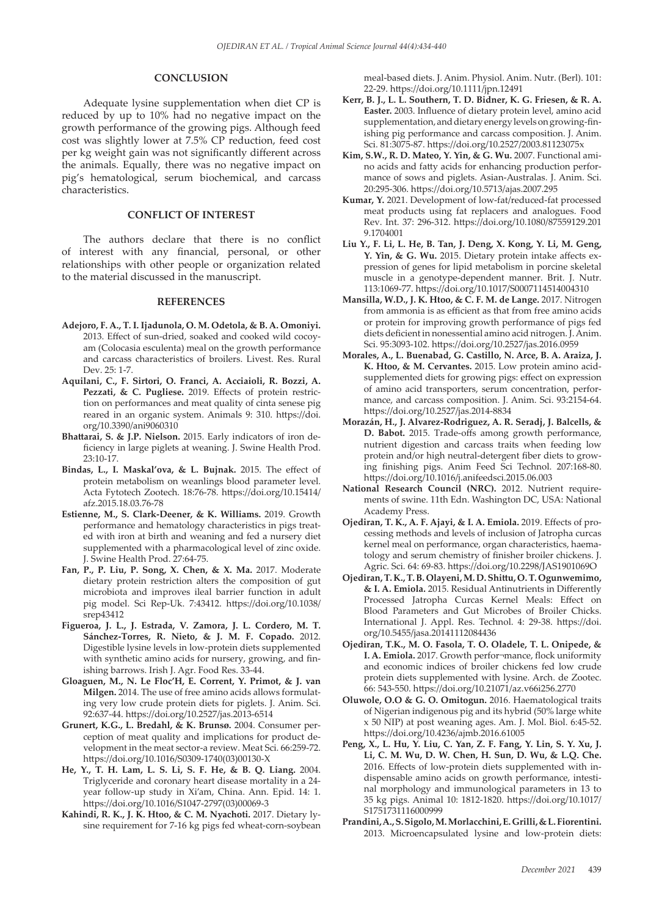## CONCLUSION

Adequate lysine supplementation when diet CP is reduced by up to 10% had no negative impact on the growth performance of the growing pigs. Although feed cost was slightly lower at 7.5% CP reduction, feed cost per kg weight gain was not significantly different across the animals. Equally, there was no negative impact on pig's hematological, serum biochemical, and carcass characteristics.

## CONFLICT OF INTEREST

The authors declare that there is no conflict of interest with any financial, personal, or other relationships with other people or organization related to the material discussed in the manuscript.

## REFERENCES

**Adejoro, F. A., T. I. Ijadunola, O. M. Odetola, & B. A. Omoniyi.** 2013. Effect of sun-dried, soaked and cooked wild cocoyam (Colocasia esculenta) meal on the growth performance and carcass characteristics of broilers. Livest. Res. Rural Dev. 25: 1-7.

**Aquilani, C., F. Sirtori, O. Franci, A. Acciaioli, R. Bozzi, A. Pezzati, & C. Pugliese.** 2019. Effects of protein restriction on performances and meat quality of cinta senese pig reared in an organic system. Animals 9: 310. https://doi.org/10.3390/ani9060310

**Bhattarai, S. & J.P. Nielson.** 2015. Early indicators of iron deficiency in large piglets at weaning. J. Swine Health Prod. 23:10-17.

**Bindas, L., I. Maskal'ova, & L. Bujnak.** 2015. The effect of protein metabolism on weanlings blood parameter level. Acta Fytotech Zootech. 18:76-78. https://doi.org/10.15414/afz.2015.18.03.76-78

**Estienne, M., S. Clark-Deener, & K. Williams.** 2019. Growth performance and hematology characteristics in pigs treated with iron at birth and weaning and fed a nursery diet supplemented with a pharmacological level of zinc oxide. J. Swine Health Prod. 27:64-75.

**Fan, P., P. Liu, P. Song, X. Chen, & X. Ma.** 2017. Moderate dietary protein restriction alters the composition of gut microbiota and improves ileal barrier function in adult pig model. Sci Rep-Uk. 7:43412. https://doi.org/10.1038/srep43412

**Figueroa, J. L., J. Estrada, V. Zamora, J. L. Cordero, M. T. Sánchez-Torres, R. Nieto, & J. M. F. Copado.** 2012. Digestible lysine levels in low-protein diets supplemented with synthetic amino acids for nursery, growing, and finishing barrows. Irish J. Agr. Food Res. 33-44.

**Gloaguen, M., N. Le Floc'H, E. Corrent, Y. Primot, & J. van Milgen.** 2014. The use of free amino acids allows formulating very low crude protein diets for piglets. J. Anim. Sci. 92:637-44. https://doi.org/10.2527/jas.2013-6514

**Grunert, K.G., L. Bredahl, & K. Brunsø.** 2004. Consumer perception of meat quality and implications for product development in the meat sector-a review. Meat Sci. 66:259-72. https://doi.org/10.1016/S0309-1740(03)00130-X

**He, Y., T. H. Lam, L. S. Li, S. F. He, & B. Q. Liang.** 2004. Triglyceride and coronary heart disease mortality in a 24-year follow-up study in Xi'am, China. Ann. Epid. 14: 1. https://doi.org/10.1016/S1047-2797(03)00069-3

**Kahindi, R. K., J. K. Htoo, & C. M. Nyachoti.** 2017. Dietary lysine requirement for 7-16 kg pigs fed wheat-corn-soybean meal-based diets. J. Anim. Physiol. Anim. Nutr. (Berl). 101: 22-29. https://doi.org/10.1111/jpn.12491

**Kerr, B. J., L. L. Southern, T. D. Bidner, K. G. Friesen, & R. A. Easter.** 2003. Influence of dietary protein level, amino acid supplementation, and dietary energy levels on growing-finishing pig performance and carcass composition. J. Anim. Sci. 81:3075-87. https://doi.org/10.2527/2003.81123075x

**Kim, S.W., R. D. Mateo, Y. Yin, & G. Wu.** 2007. Functional amino acids and fatty acids for enhancing production performance of sows and piglets. Asian-Australas. J. Anim. Sci. 20:295-306. https://doi.org/10.5713/ajas.2007.295

**Kumar, Y.** 2021. Development of low-fat/reduced-fat processed meat products using fat replacers and analogues. Food Rev. Int. 37: 296-312. https://doi.org/10.1080/87559129.2019.1704001

**Liu Y., F. Li, L. He, B. Tan, J. Deng, X. Kong, Y. Li, M. Geng, Y. Yin, & G. Wu.** 2015. Dietary protein intake affects expression of genes for lipid metabolism in porcine skeletal muscle in a genotype-dependent manner. Brit. J. Nutr. 113:1069-77. https://doi.org/10.1017/S0007114514004310

**Mansilla, W.D., J. K. Htoo, & C. F. M. de Lange.** 2017. Nitrogen from ammonia is as efficient as that from free amino acids or protein for improving growth performance of pigs fed diets deficient in nonessential amino acid nitrogen. J. Anim. Sci. 95:3093-102. https://doi.org/10.2527/jas.2016.0959

**Morales, A., L. Buenabad, G. Castillo, N. Arce, B. A. Araiza, J. K. Htoo, & M. Cervantes.** 2015. Low protein amino acid-supplemented diets for growing pigs: effect on expression of amino acid transporters, serum concentration, performance, and carcass composition. J. Anim. Sci. 93:2154-64. https://doi.org/10.2527/jas.2014-8834

**Morazán, H., J. Alvarez-Rodriguez, A. R. Seradj, J. Balcells, & D. Babot.** 2015. Trade-offs among growth performance, nutrient digestion and carcass traits when feeding low protein and/or high neutral-detergent fiber diets to growing finishing pigs. Anim Feed Sci Technol. 207:168-80. https://doi.org/10.1016/j.anifeedsci.2015.06.003

**National Research Council (NRC).** 2012. Nutrient requirements of swine. 11th Edn. Washington DC, USA: National Academy Press.

**Ojediran, T. K., A. F. Ajayi, & I. A. Emiola.** 2019. Effects of processing methods and levels of inclusion of Jatropha curcas kernel meal on performance, organ characteristics, haematology and serum chemistry of finisher broiler chickens. J. Agric. Sci. 64: 69-83. https://doi.org/10.2298/JAS1901069O

**Ojediran, T. K., T. B. Olayeni, M. D. Shittu, O. T. Ogunwemimo, & I. A. Emiola.** 2015. Residual Antinutrients in Differently Processed Jatropha Curcas Kernel Meals: Effect on Blood Parameters and Gut Microbes of Broiler Chicks. International J. Appl. Res. Technol. 4: 29-38. https://doi.org/10.5455/jasa.20141112084436

**Ojediran, T.K., M. O. Fasola, T. O. Oladele, T. L. Onipede, & I. A. Emiola.** 2017. Growth perfor¬mance, flock uniformity and economic indices of broiler chickens fed low crude protein diets supplemented with lysine. Arch. de Zootec. 66: 543-550. https://doi.org/10.21071/az.v66i256.2770

**Oluwole, O.O & G. O. Omitogun.** 2016. Haematological traits of Nigerian indigenous pig and its hybrid (50% large white x 50 NIP) at post weaning ages. Am. J. Mol. Biol. 6:45-52. https://doi.org/10.4236/ajmb.2016.61005

**Peng, X., L. Hu, Y. Liu, C. Yan, Z. F. Fang, Y. Lin, S. Y. Xu, J. Li, C. M. Wu, D. W. Chen, H. Sun, D. Wu, & L.Q. Che.** 2016. Effects of low-protein diets supplemented with indispensable amino acids on growth performance, intestinal morphology and immunological parameters in 13 to 35 kg pigs. Animal 10: 1812-1820. https://doi.org/10.1017/S1751731116000999

**Prandini, A., S. Sigolo, M. Morlacchini, E. Grilli, & L. Fiorentini.** 2013. Microencapsulated lysine and low-protein diets: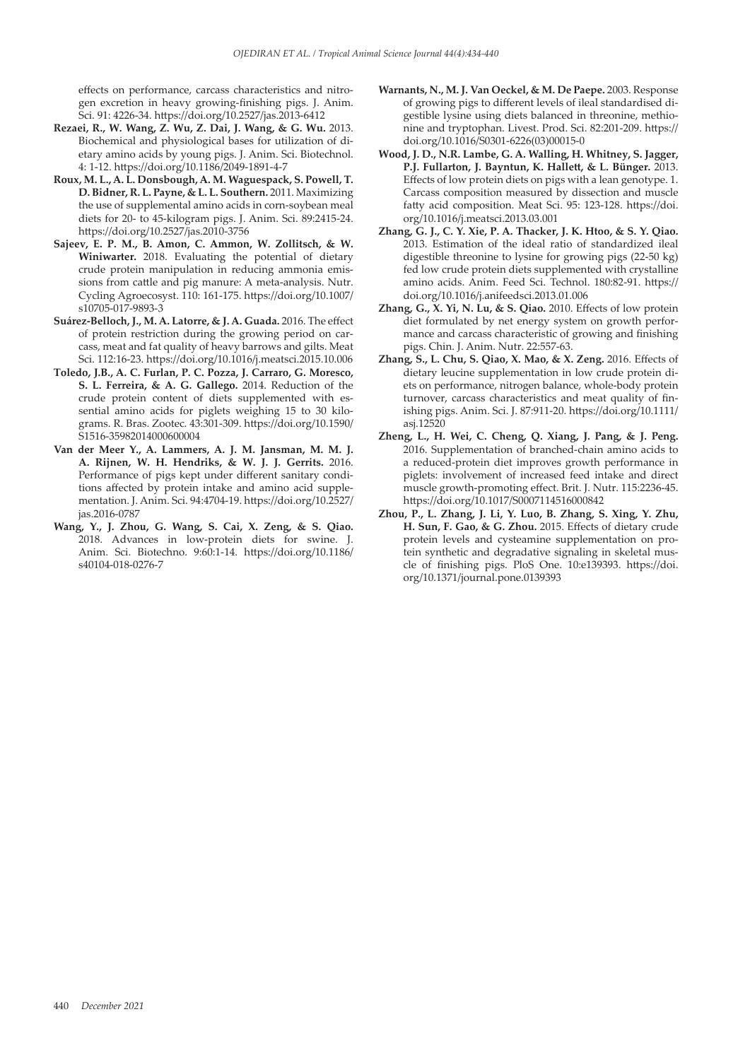effects on performance, carcass characteristics and nitrogen excretion in heavy growing-finishing pigs. J. Anim. Sci. 91: 4226-34. https://doi.org/10.2527/jas.2013-6412

**Rezaei, R., W. Wang, Z. Wu, Z. Dai, J. Wang, & G. Wu.** 2013. Biochemical and physiological bases for utilization of dietary amino acids by young pigs. J. Anim. Sci. Biotechnol. 4: 1-12. https://doi.org/10.1186/2049-1891-4-7

**Roux, M. L., A. L. Donsbough, A. M. Waguespack, S. Powell, T. D. Bidner, R. L. Payne, & L. L. Southern.** 2011. Maximizing the use of supplemental amino acids in corn-soybean meal diets for 20- to 45-kilogram pigs. J. Anim. Sci. 89:2415-24. https://doi.org/10.2527/jas.2010-3756

**Sajeev, E. P. M., B. Amon, C. Ammon, W. Zollitsch, & W. Winiwarter.** 2018. Evaluating the potential of dietary crude protein manipulation in reducing ammonia emissions from cattle and pig manure: A meta-analysis. Nutr. Cycling Agroecosyst. 110: 161-175. https://doi.org/10.1007/s10705-017-9893-3

**Suárez-Belloch, J., M. A. Latorre, & J. A. Guada.** 2016. The effect of protein restriction during the growing period on carcass, meat and fat quality of heavy barrows and gilts. Meat Sci. 112:16-23. https://doi.org/10.1016/j.meatsci.2015.10.006

**Toledo, J.B., A. C. Furlan, P. C. Pozza, J. Carraro, G. Moresco, S. L. Ferreira, & A. G. Gallego.** 2014. Reduction of the crude protein content of diets supplemented with essential amino acids for piglets weighing 15 to 30 kilograms. R. Bras. Zootec. 43:301-309. https://doi.org/10.1590/S1516-35982014000600004

**Van der Meer Y., A. Lammers, A. J. M. Jansman, M. M. J. A. Rijnen, W. H. Hendriks, & W. J. J. Gerrits.** 2016. Performance of pigs kept under different sanitary conditions affected by protein intake and amino acid supplementation. J. Anim. Sci. 94:4704-19. https://doi.org/10.2527/jas.2016-0787

**Wang, Y., J. Zhou, G. Wang, S. Cai, X. Zeng, & S. Qiao.** 2018. Advances in low-protein diets for swine. J. Anim. Sci. Biotechno. 9:60:1-14. https://doi.org/10.1186/s40104-018-0276-7

**Warnants, N., M. J. Van Oeckel, & M. De Paepe.** 2003. Response of growing pigs to different levels of ileal standardised digestible lysine using diets balanced in threonine, methionine and tryptophan. Livest. Prod. Sci. 82:201-209. https://doi.org/10.1016/S0301-6226(03)00015-0

**Wood, J. D., N.R. Lambe, G. A. Walling, H. Whitney, S. Jagger, P.J. Fullarton, J. Bayntun, K. Hallett, & L. Bünger.** 2013. Effects of low protein diets on pigs with a lean genotype. 1. Carcass composition measured by dissection and muscle fatty acid composition. Meat Sci. 95: 123-128. https://doi.org/10.1016/j.meatsci.2013.03.001

**Zhang, G. J., C. Y. Xie, P. A. Thacker, J. K. Htoo, & S. Y. Qiao.** 2013. Estimation of the ideal ratio of standardized ileal digestible threonine to lysine for growing pigs (22-50 kg) fed low crude protein diets supplemented with crystalline amino acids. Anim. Feed Sci. Technol. 180:82-91. https://doi.org/10.1016/j.anifeedsci.2013.01.006

**Zhang, G., X. Yi, N. Lu, & S. Qiao.** 2010. Effects of low protein diet formulated by net energy system on growth performance and carcass characteristic of growing and finishing pigs. Chin. J. Anim. Nutr. 22:557-63.

**Zhang, S., L. Chu, S. Qiao, X. Mao, & X. Zeng.** 2016. Effects of dietary leucine supplementation in low crude protein diets on performance, nitrogen balance, whole-body protein turnover, carcass characteristics and meat quality of finishing pigs. Anim. Sci. J. 87:911-20. https://doi.org/10.1111/asj.12520

**Zheng, L., H. Wei, C. Cheng, Q. Xiang, J. Pang, & J. Peng.** 2016. Supplementation of branched-chain amino acids to a reduced-protein diet improves growth performance in piglets: involvement of increased feed intake and direct muscle growth-promoting effect. Brit. J. Nutr. 115:2236-45. https://doi.org/10.1017/S0007114516000842

**Zhou, P., L. Zhang, J. Li, Y. Luo, B. Zhang, S. Xing, Y. Zhu, H. Sun, F. Gao, & G. Zhou.** 2015. Effects of dietary crude protein levels and cysteamine supplementation on protein synthetic and degradative signaling in skeletal muscle of finishing pigs. PloS One. 10:e139393. https://doi.org/10.1371/journal.pone.0139393